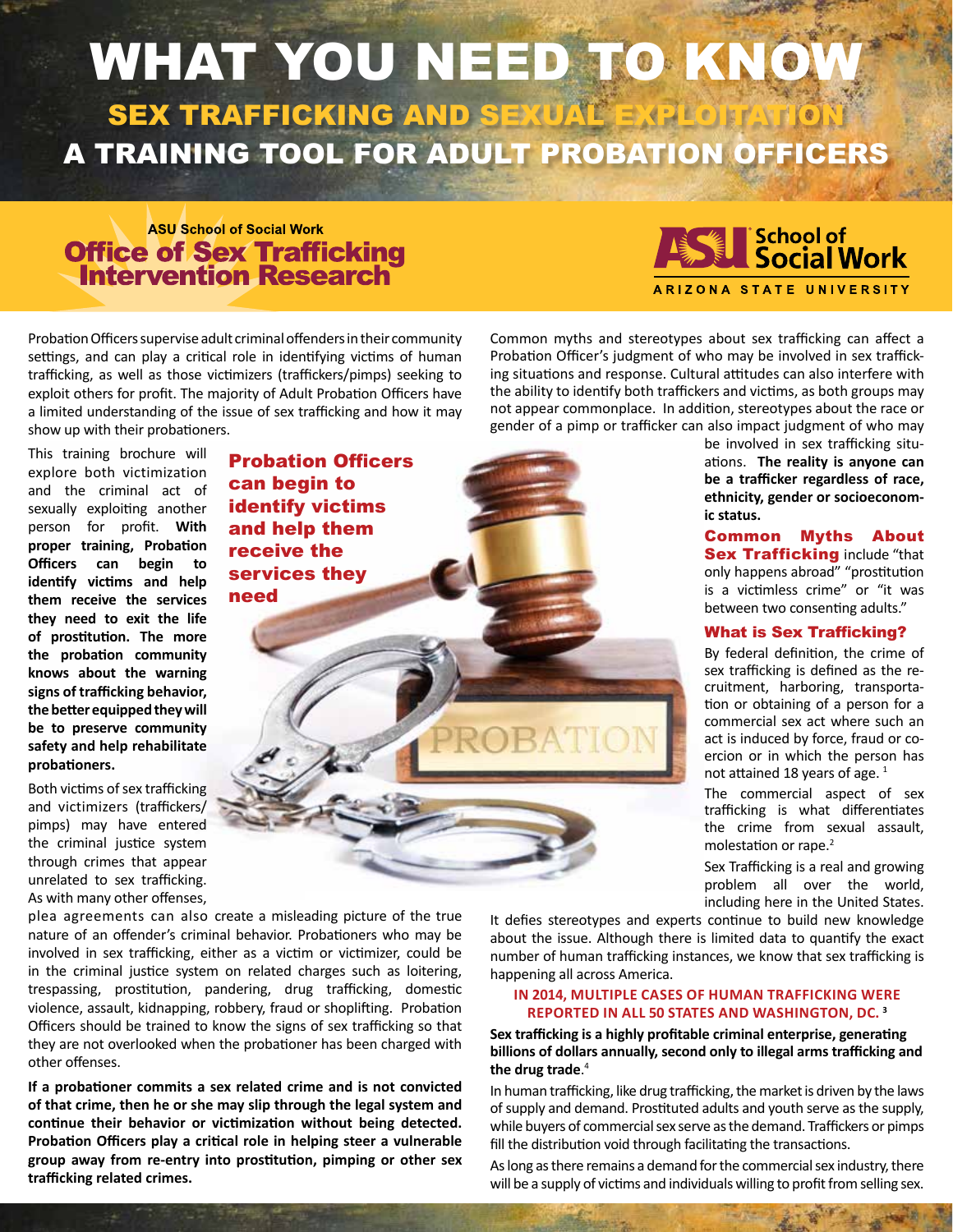# WHAT YOU NEED TO KNOW

## SEX TRAFFICKING AND SEXUAL EXPLOITATION

## A TRAINING TOOL FOR ADULT PROBATION OFFICERS

ASU School of Social Work
**Office of Sex Trafficking Intervention Research**

ASU School of Social Work
ARIZONA STATE UNIVERSITY

Probation Officers supervise adult criminal offenders in their community settings, and can play a critical role in identifying victims of human trafficking, as well as those victimizers (traffickers/pimps) seeking to exploit others for profit. The majority of Adult Probation Officers have a limited understanding of the issue of sex trafficking and how it may show up with their probationers.

This training brochure will explore both victimization and the criminal act of sexually exploiting another person for profit. **With proper training, Probation Officers can begin to identify victims and help them receive the services they need to exit the life of prostitution. The more the probation community knows about the warning signs of trafficking behavior, the better equipped they will be to preserve community safety and help rehabilitate probationers.**

**Probation Officers can begin to identify victims and help them receive the services they need**

Both victims of sex trafficking and victimizers (traffickers/pimps) may have entered the criminal justice system through crimes that appear unrelated to sex trafficking. As with many other offenses, plea agreements can also create a misleading picture of the true nature of an offender's criminal behavior. Probationers who may be involved in sex trafficking, either as a victim or victimizer, could be in the criminal justice system on related charges such as loitering, trespassing, prostitution, pandering, drug trafficking, domestic violence, assault, kidnapping, robbery, fraud or shoplifting. Probation Officers should be trained to know the signs of sex trafficking so that they are not overlooked when the probationer has been charged with other offenses.

**If a probationer commits a sex related crime and is not convicted of that crime, then he or she may slip through the legal system and continue their behavior or victimization without being detected. Probation Officers play a critical role in helping steer a vulnerable group away from re-entry into prostitution, pimping or other sex trafficking related crimes.**

Common myths and stereotypes about sex trafficking can affect a Probation Officer's judgment of who may be involved in sex trafficking situations and response. Cultural attitudes can also interfere with the ability to identify both traffickers and victims, as both groups may not appear commonplace. In addition, stereotypes about the race or gender of a pimp or trafficker can also impact judgment of who may be involved in sex trafficking situations. **The reality is anyone can be a trafficker regardless of race, ethnicity, gender or socioeconomic status.**

**Common Myths About Sex Trafficking** include "that only happens abroad" "prostitution is a victimless crime" or "it was between two consenting adults."

### What is Sex Trafficking?

By federal definition, the crime of sex trafficking is defined as the recruitment, harboring, transportation or obtaining of a person for a commercial sex act where such an act is induced by force, fraud or coercion or in which the person has not attained 18 years of age. [1]

The commercial aspect of sex trafficking is what differentiates the crime from sexual assault, molestation or rape.[2]

Sex Trafficking is a real and growing problem all over the world, including here in the United States. It defies stereotypes and experts continue to build new knowledge about the issue. Although there is limited data to quantify the exact number of human trafficking instances, we know that sex trafficking is happening all across America.

**IN 2014, MULTIPLE CASES OF HUMAN TRAFFICKING WERE REPORTED IN ALL 50 STATES AND WASHINGTON, DC. [3]**

**Sex trafficking is a highly profitable criminal enterprise, generating billions of dollars annually, second only to illegal arms trafficking and the drug trade**.[4]

In human trafficking, like drug trafficking, the market is driven by the laws of supply and demand. Prostituted adults and youth serve as the supply, while buyers of commercial sex serve as the demand. Traffickers or pimps fill the distribution void through facilitating the transactions.

As long as there remains a demand for the commercial sex industry, there will be a supply of victims and individuals willing to profit from selling sex.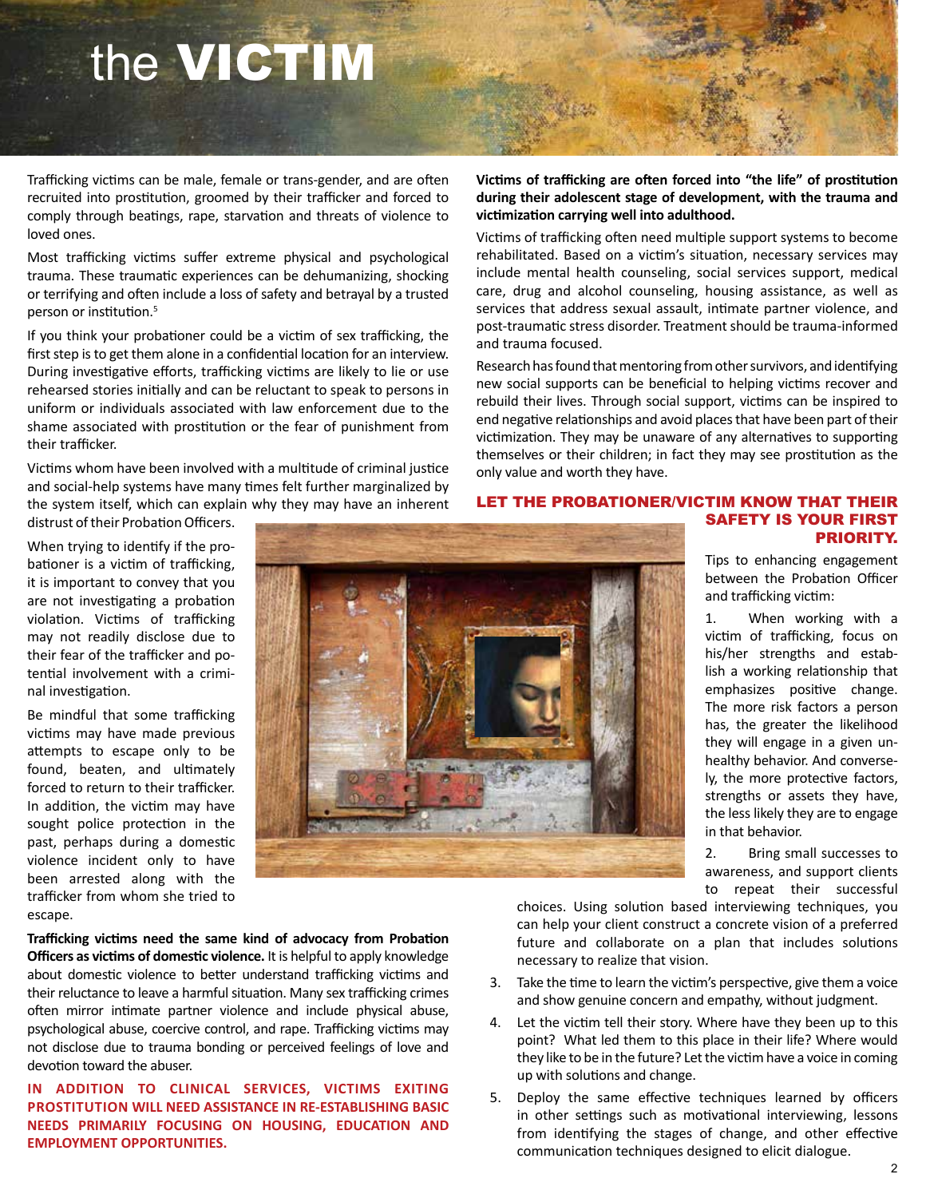# the VICTIM

Trafficking victims can be male, female or trans-gender, and are often recruited into prostitution, groomed by their trafficker and forced to comply through beatings, rape, starvation and threats of violence to loved ones.

Most trafficking victims suffer extreme physical and psychological trauma. These traumatic experiences can be dehumanizing, shocking or terrifying and often include a loss of safety and betrayal by a trusted person or institution.[5]

If you think your probationer could be a victim of sex trafficking, the first step is to get them alone in a confidential location for an interview. During investigative efforts, trafficking victims are likely to lie or use rehearsed stories initially and can be reluctant to speak to persons in uniform or individuals associated with law enforcement due to the shame associated with prostitution or the fear of punishment from their trafficker.

Victims whom have been involved with a multitude of criminal justice and social-help systems have many times felt further marginalized by the system itself, which can explain why they may have an inherent distrust of their Probation Officers.

When trying to identify if the probationer is a victim of trafficking, it is important to convey that you are not investigating a probation violation. Victims of trafficking may not readily disclose due to their fear of the trafficker and potential involvement with a criminal investigation.

Be mindful that some trafficking victims may have made previous attempts to escape only to be found, beaten, and ultimately forced to return to their trafficker. In addition, the victim may have sought police protection in the past, perhaps during a domestic violence incident only to have been arrested along with the trafficker from whom she tried to escape.

**Trafficking victims need the same kind of advocacy from Probation Officers as victims of domestic violence.** It is helpful to apply knowledge about domestic violence to better understand trafficking victims and their reluctance to leave a harmful situation. Many sex trafficking crimes often mirror intimate partner violence and include physical abuse, psychological abuse, coercive control, and rape. Trafficking victims may not disclose due to trauma bonding or perceived feelings of love and devotion toward the abuser.

**IN ADDITION TO CLINICAL SERVICES, VICTIMS EXITING PROSTITUTION WILL NEED ASSISTANCE IN RE-ESTABLISHING BASIC NEEDS PRIMARILY FOCUSING ON HOUSING, EDUCATION AND EMPLOYMENT OPPORTUNITIES.**

**Victims of trafficking are often forced into "the life" of prostitution during their adolescent stage of development, with the trauma and victimization carrying well into adulthood.**

Victims of trafficking often need multiple support systems to become rehabilitated. Based on a victim's situation, necessary services may include mental health counseling, social services support, medical care, drug and alcohol counseling, housing assistance, as well as services that address sexual assault, intimate partner violence, and post-traumatic stress disorder. Treatment should be trauma-informed and trauma focused.

Research has found that mentoring from other survivors, and identifying new social supports can be beneficial to helping victims recover and rebuild their lives. Through social support, victims can be inspired to end negative relationships and avoid places that have been part of their victimization. They may be unaware of any alternatives to supporting themselves or their children; in fact they may see prostitution as the only value and worth they have.

## LET THE PROBATIONER/VICTIM KNOW THAT THEIR SAFETY IS YOUR FIRST PRIORITY.

Tips to enhancing engagement between the Probation Officer and trafficking victim:

1. When working with a victim of trafficking, focus on his/her strengths and establish a working relationship that emphasizes positive change. The more risk factors a person has, the greater the likelihood they will engage in a given unhealthy behavior. And conversely, the more protective factors, strengths or assets they have, the less likely they are to engage in that behavior.
2. Bring small successes to awareness, and support clients to repeat their successful choices. Using solution based interviewing techniques, you can help your client construct a concrete vision of a preferred future and collaborate on a plan that includes solutions necessary to realize that vision.
3. Take the time to learn the victim's perspective, give them a voice and show genuine concern and empathy, without judgment.
4. Let the victim tell their story. Where have they been up to this point? What led them to this place in their life? Where would they like to be in the future? Let the victim have a voice in coming up with solutions and change.
5. Deploy the same effective techniques learned by officers in other settings such as motivational interviewing, lessons from identifying the stages of change, and other effective communication techniques designed to elicit dialogue.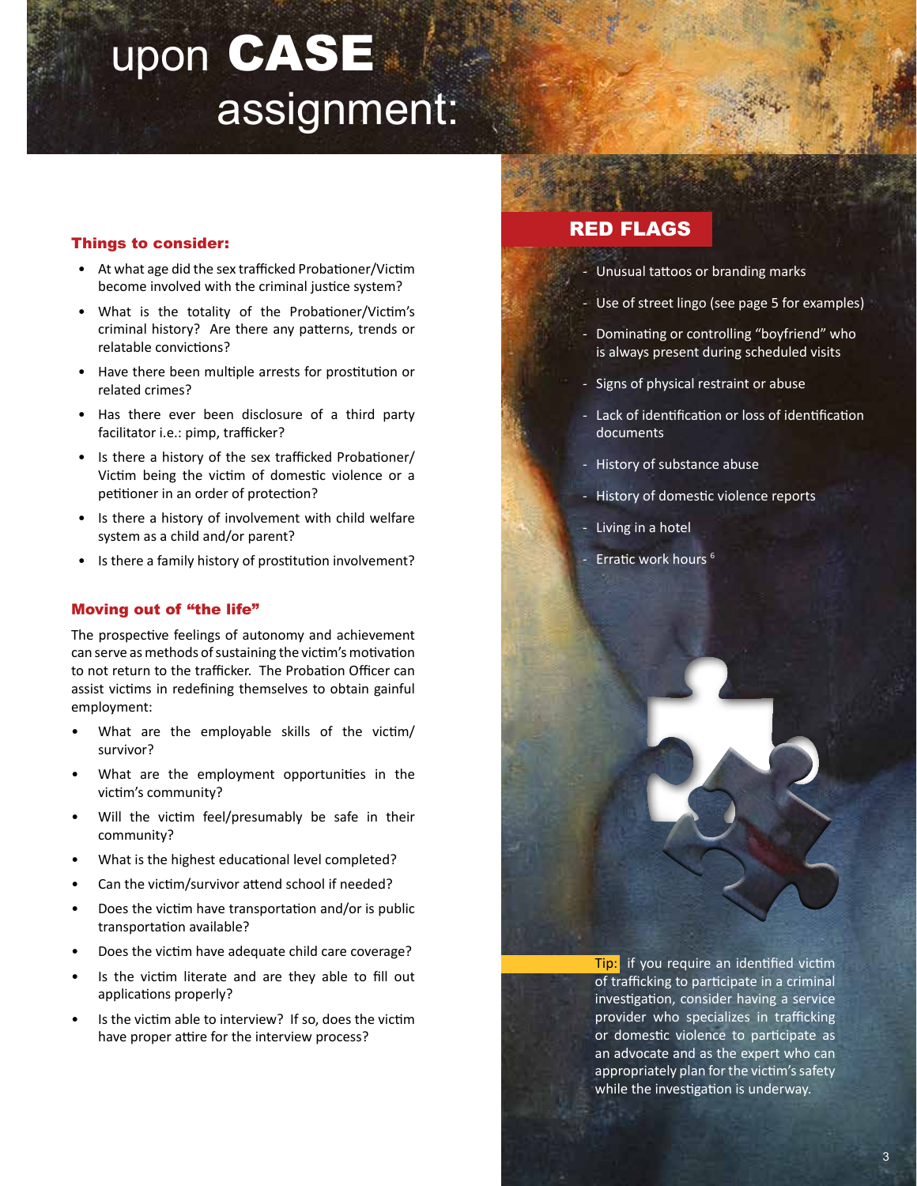# upon CASE assignment:

### Things to consider:

- At what age did the sex trafficked Probationer/Victim become involved with the criminal justice system?
- What is the totality of the Probationer/Victim's criminal history? Are there any patterns, trends or relatable convictions?
- Have there been multiple arrests for prostitution or related crimes?
- Has there ever been disclosure of a third party facilitator i.e.: pimp, trafficker?
- Is there a history of the sex trafficked Probationer/ Victim being the victim of domestic violence or a petitioner in an order of protection?
- Is there a history of involvement with child welfare system as a child and/or parent?
- Is there a family history of prostitution involvement?

### Moving out of "the life"

The prospective feelings of autonomy and achievement can serve as methods of sustaining the victim's motivation to not return to the trafficker. The Probation Officer can assist victims in redefining themselves to obtain gainful employment:

- What are the employable skills of the victim/ survivor?
- What are the employment opportunities in the victim's community?
- Will the victim feel/presumably be safe in their community?
- What is the highest educational level completed?
- Can the victim/survivor attend school if needed?
- Does the victim have transportation and/or is public transportation available?
- Does the victim have adequate child care coverage?
- Is the victim literate and are they able to fill out applications properly?
- Is the victim able to interview? If so, does the victim have proper attire for the interview process?

## RED FLAGS

- Unusual tattoos or branding marks
- Use of street lingo (see page 5 for examples)
- Dominating or controlling "boyfriend" who is always present during scheduled visits
- Signs of physical restraint or abuse
- Lack of identification or loss of identification documents
- History of substance abuse
- History of domestic violence reports
- Living in a hotel
- Erratic work hours [6]

**Tip:** if you require an identified victim of trafficking to participate in a criminal investigation, consider having a service provider who specializes in trafficking or domestic violence to participate as an advocate and as the expert who can appropriately plan for the victim's safety while the investigation is underway.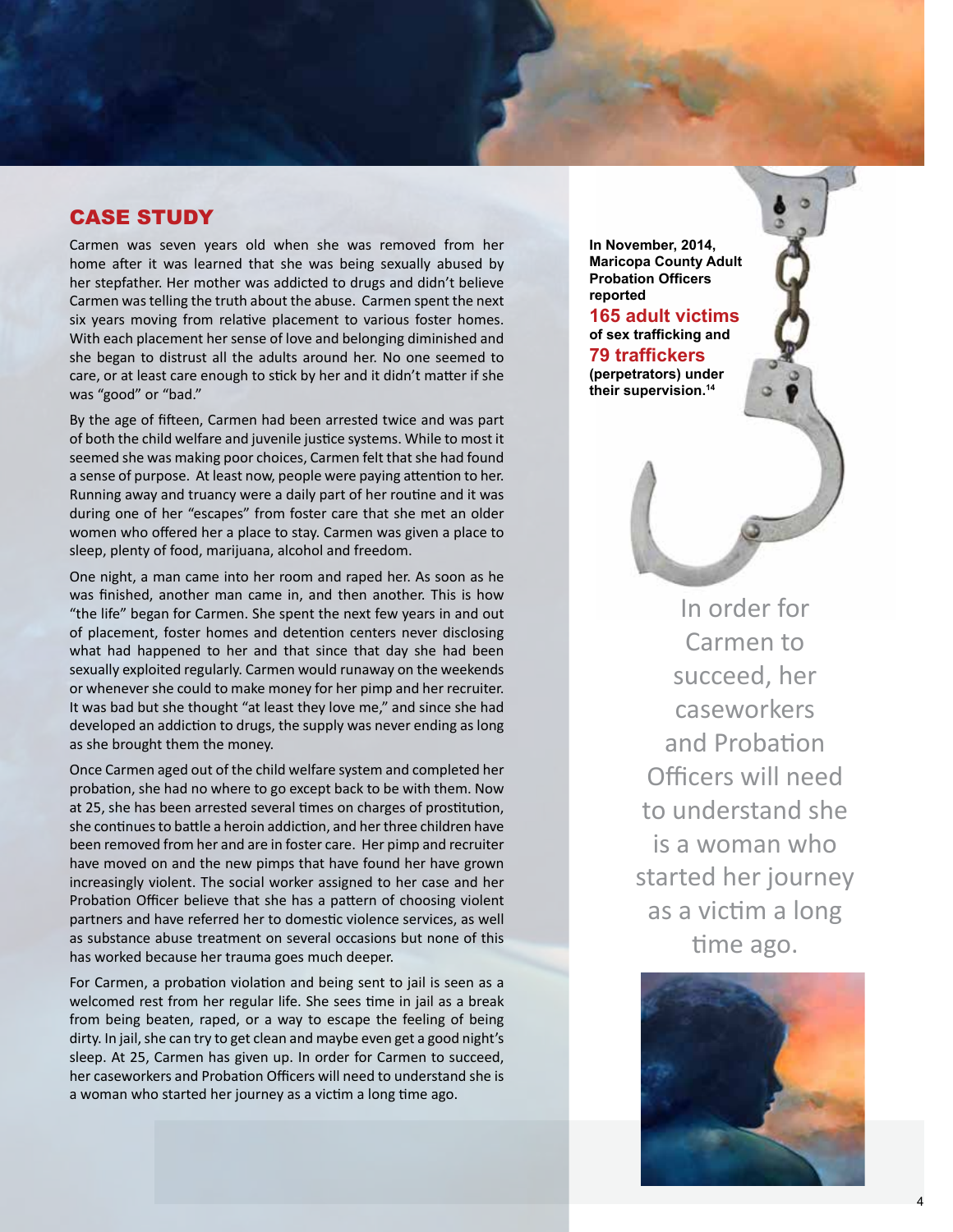## CASE STUDY

Carmen was seven years old when she was removed from her home after it was learned that she was being sexually abused by her stepfather. Her mother was addicted to drugs and didn't believe Carmen was telling the truth about the abuse. Carmen spent the next six years moving from relative placement to various foster homes. With each placement her sense of love and belonging diminished and she began to distrust all the adults around her. No one seemed to care, or at least care enough to stick by her and it didn't matter if she was "good" or "bad."

By the age of fifteen, Carmen had been arrested twice and was part of both the child welfare and juvenile justice systems. While to most it seemed she was making poor choices, Carmen felt that she had found a sense of purpose. At least now, people were paying attention to her. Running away and truancy were a daily part of her routine and it was during one of her "escapes" from foster care that she met an older women who offered her a place to stay. Carmen was given a place to sleep, plenty of food, marijuana, alcohol and freedom.

One night, a man came into her room and raped her. As soon as he was finished, another man came in, and then another. This is how "the life" began for Carmen. She spent the next few years in and out of placement, foster homes and detention centers never disclosing what had happened to her and that since that day she had been sexually exploited regularly. Carmen would runaway on the weekends or whenever she could to make money for her pimp and her recruiter. It was bad but she thought "at least they love me," and since she had developed an addiction to drugs, the supply was never ending as long as she brought them the money.

Once Carmen aged out of the child welfare system and completed her probation, she had no where to go except back to be with them. Now at 25, she has been arrested several times on charges of prostitution, she continues to battle a heroin addiction, and her three children have been removed from her and are in foster care. Her pimp and recruiter have moved on and the new pimps that have found her have grown increasingly violent. The social worker assigned to her case and her Probation Officer believe that she has a pattern of choosing violent partners and have referred her to domestic violence services, as well as substance abuse treatment on several occasions but none of this has worked because her trauma goes much deeper.

For Carmen, a probation violation and being sent to jail is seen as a welcomed rest from her regular life. She sees time in jail as a break from being beaten, raped, or a way to escape the feeling of being dirty. In jail, she can try to get clean and maybe even get a good night's sleep. At 25, Carmen has given up. In order for Carmen to succeed, her caseworkers and Probation Officers will need to understand she is a woman who started her journey as a victim a long time ago.

**In November, 2014, Maricopa County Adult Probation Officers reported**
**165 adult victims**
**of sex trafficking and**
**79 traffickers**
**(perpetrators) under their supervision.**[14]

In order for Carmen to succeed, her caseworkers and Probation Officers will need to understand she is a woman who started her journey as a victim a long time ago.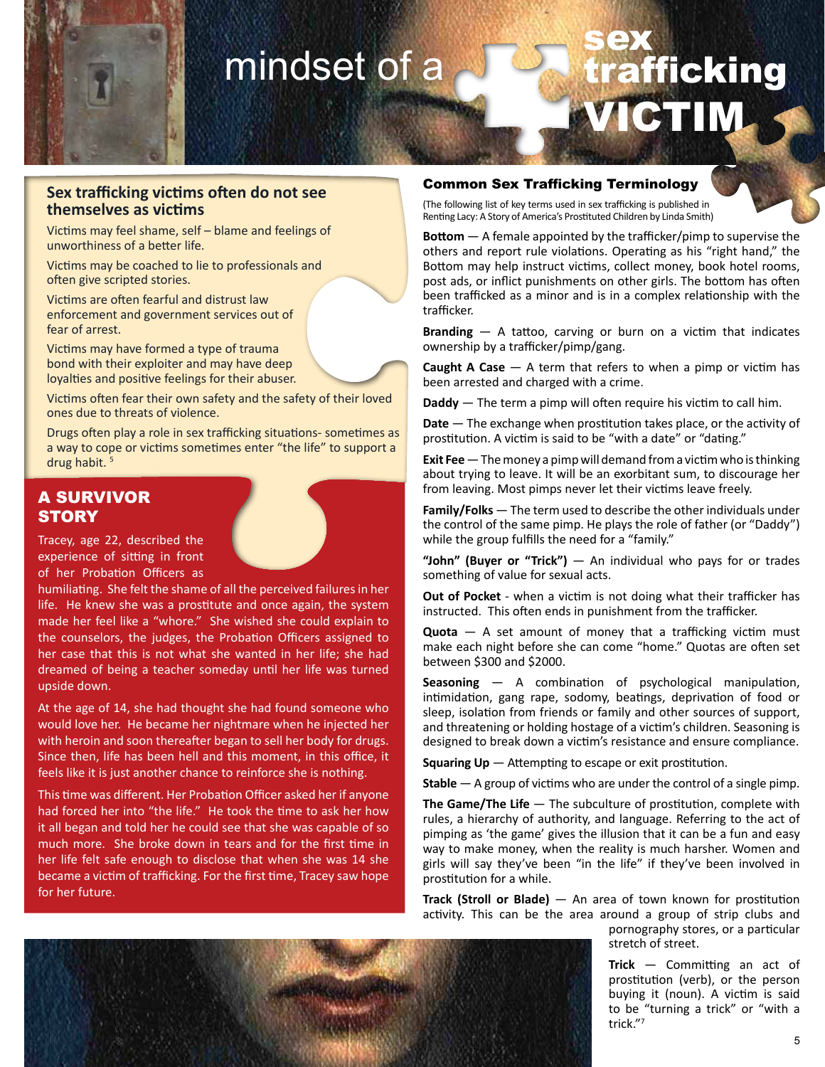# mindset of a sex trafficking VICTIM

## Sex trafficking victims often do not see themselves as victims

Victims may feel shame, self – blame and feelings of unworthiness of a better life.

Victims may be coached to lie to professionals and often give scripted stories.

Victims are often fearful and distrust law enforcement and government services out of fear of arrest.

Victims may have formed a type of trauma bond with their exploiter and may have deep loyalties and positive feelings for their abuser.

Victims often fear their own safety and the safety of their loved ones due to threats of violence.

Drugs often play a role in sex trafficking situations- sometimes as a way to cope or victims sometimes enter "the life" to support a drug habit. [5]

## A SURVIVOR STORY

Tracey, age 22, described the experience of sitting in front of her Probation Officers as humiliating. She felt the shame of all the perceived failures in her life. He knew she was a prostitute and once again, the system made her feel like a "whore." She wished she could explain to the counselors, the judges, the Probation Officers assigned to her case that this is not what she wanted in her life; she had dreamed of being a teacher someday until her life was turned upside down.

At the age of 14, she had thought she had found someone who would love her. He became her nightmare when he injected her with heroin and soon thereafter began to sell her body for drugs. Since then, life has been hell and this moment, in this office, it feels like it is just another chance to reinforce she is nothing.

This time was different. Her Probation Officer asked her if anyone had forced her into "the life." He took the time to ask her how it all began and told her he could see that she was capable of so much more. She broke down in tears and for the first time in her life felt safe enough to disclose that when she was 14 she became a victim of trafficking. For the first time, Tracey saw hope for her future.

## Common Sex Trafficking Terminology

(The following list of key terms used in sex trafficking is published in Renting Lacy: A Story of America's Prostituted Children by Linda Smith)

**Bottom** — A female appointed by the trafficker/pimp to supervise the others and report rule violations. Operating as his "right hand," the Bottom may help instruct victims, collect money, book hotel rooms, post ads, or inflict punishments on other girls. The bottom has often been trafficked as a minor and is in a complex relationship with the trafficker.

**Branding** — A tattoo, carving or burn on a victim that indicates ownership by a trafficker/pimp/gang.

**Caught A Case** — A term that refers to when a pimp or victim has been arrested and charged with a crime.

**Daddy** — The term a pimp will often require his victim to call him.

**Date** — The exchange when prostitution takes place, or the activity of prostitution. A victim is said to be "with a date" or "dating."

**Exit Fee** — The money a pimp will demand from a victim who is thinking about trying to leave. It will be an exorbitant sum, to discourage her from leaving. Most pimps never let their victims leave freely.

**Family/Folks** — The term used to describe the other individuals under the control of the same pimp. He plays the role of father (or "Daddy") while the group fulfills the need for a "family."

**"John" (Buyer or "Trick")** — An individual who pays for or trades something of value for sexual acts.

**Out of Pocket** - when a victim is not doing what their trafficker has instructed. This often ends in punishment from the trafficker.

**Quota** — A set amount of money that a trafficking victim must make each night before she can come "home." Quotas are often set between $300 and $2000.

**Seasoning** — A combination of psychological manipulation, intimidation, gang rape, sodomy, beatings, deprivation of food or sleep, isolation from friends or family and other sources of support, and threatening or holding hostage of a victim's children. Seasoning is designed to break down a victim's resistance and ensure compliance.

**Squaring Up** — Attempting to escape or exit prostitution.

**Stable** — A group of victims who are under the control of a single pimp.

**The Game/The Life** — The subculture of prostitution, complete with rules, a hierarchy of authority, and language. Referring to the act of pimping as 'the game' gives the illusion that it can be a fun and easy way to make money, when the reality is much harsher. Women and girls will say they've been "in the life" if they've been involved in prostitution for a while.

**Track (Stroll or Blade)** — An area of town known for prostitution activity. This can be the area around a group of strip clubs and pornography stores, or a particular stretch of street.

**Trick** — Committing an act of prostitution (verb), or the person buying it (noun). A victim is said to be "turning a trick" or "with a trick."[7]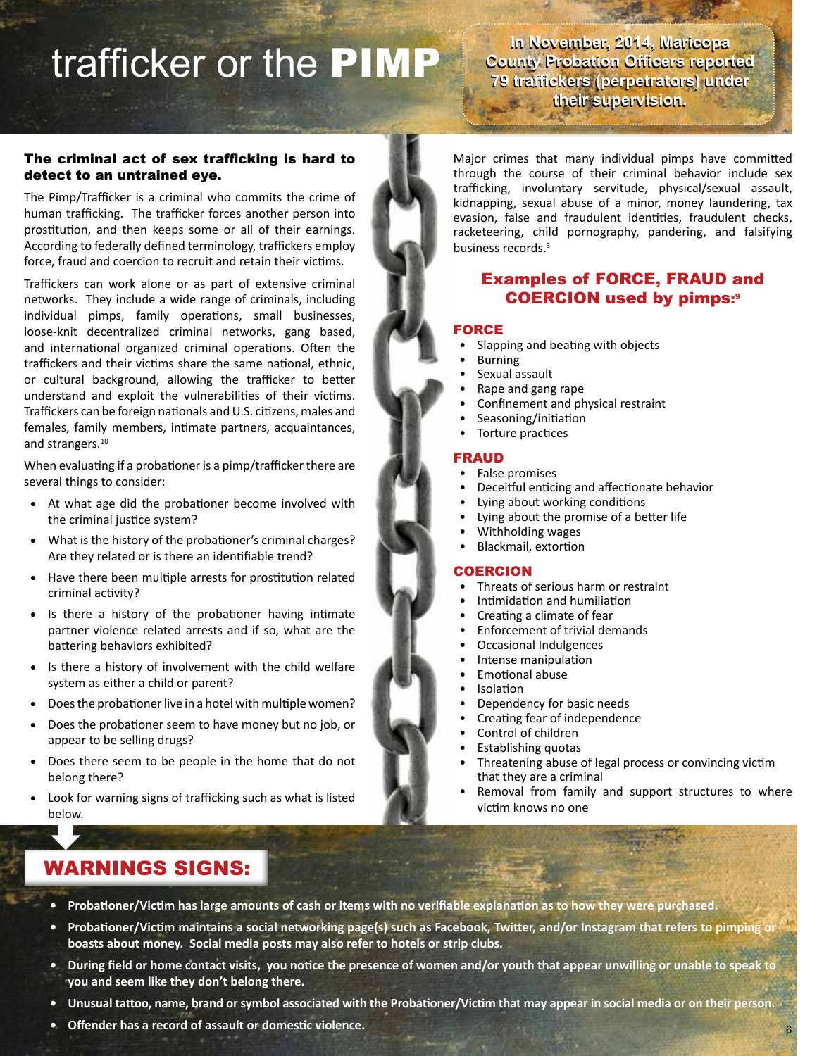# trafficker or the PIMP

**In November, 2014, Maricopa County Probation Officers reported 79 traffickers (perpetrators) under their supervision.**

**The criminal act of sex trafficking is hard to detect to an untrained eye.**

The Pimp/Trafficker is a criminal who commits the crime of human trafficking. The trafficker forces another person into prostitution, and then keeps some or all of their earnings. According to federally defined terminology, traffickers employ force, fraud and coercion to recruit and retain their victims.

Traffickers can work alone or as part of extensive criminal networks. They include a wide range of criminals, including individual pimps, family operations, small businesses, loose-knit decentralized criminal networks, gang based, and international organized criminal operations. Often the traffickers and their victims share the same national, ethnic, or cultural background, allowing the trafficker to better understand and exploit the vulnerabilities of their victims. Traffickers can be foreign nationals and U.S. citizens, males and females, family members, intimate partners, acquaintances, and strangers.[10]

When evaluating if a probationer is a pimp/trafficker there are several things to consider:

- At what age did the probationer become involved with the criminal justice system?
- What is the history of the probationer's criminal charges? Are they related or is there an identifiable trend?
- Have there been multiple arrests for prostitution related criminal activity?
- Is there a history of the probationer having intimate partner violence related arrests and if so, what are the battering behaviors exhibited?
- Is there a history of involvement with the child welfare system as either a child or parent?
- Does the probationer live in a hotel with multiple women?
- Does the probationer seem to have money but no job, or appear to be selling drugs?
- Does there seem to be people in the home that do not belong there?
- Look for warning signs of trafficking such as what is listed below.

Major crimes that many individual pimps have committed through the course of their criminal behavior include sex trafficking, involuntary servitude, physical/sexual assault, kidnapping, sexual abuse of a minor, money laundering, tax evasion, false and fraudulent identities, fraudulent checks, racketeering, child pornography, pandering, and falsifying business records.[3]

## Examples of FORCE, FRAUD and COERCION used by pimps:[9]

### FORCE

- Slapping and beating with objects
- Burning
- Sexual assault
- Rape and gang rape
- Confinement and physical restraint
- Seasoning/initiation
- Torture practices

### FRAUD

- False promises
- Deceitful enticing and affectionate behavior
- Lying about working conditions
- Lying about the promise of a better life
- Withholding wages
- Blackmail, extortion

### COERCION

- Threats of serious harm or restraint
- Intimidation and humiliation
- Creating a climate of fear
- Enforcement of trivial demands
- Occasional Indulgences
- Intense manipulation
- Emotional abuse
- Isolation
- Dependency for basic needs
- Creating fear of independence
- Control of children
- Establishing quotas
- Threatening abuse of legal process or convincing victim that they are a criminal
- Removal from family and support structures to where victim knows no one

## WARNINGS SIGNS:

- **Probationer/Victim has large amounts of cash or items with no verifiable explanation as to how they were purchased.**
- **Probationer/Victim maintains a social networking page(s) such as Facebook, Twitter, and/or Instagram that refers to pimping or boasts about money. Social media posts may also refer to hotels or strip clubs.**
- **During field or home contact visits, you notice the presence of women and/or youth that appear unwilling or unable to speak to you and seem like they don't belong there.**
- **Unusual tattoo, name, brand or symbol associated with the Probationer/Victim that may appear in social media or on their person.**
- **Offender has a record of assault or domestic violence.**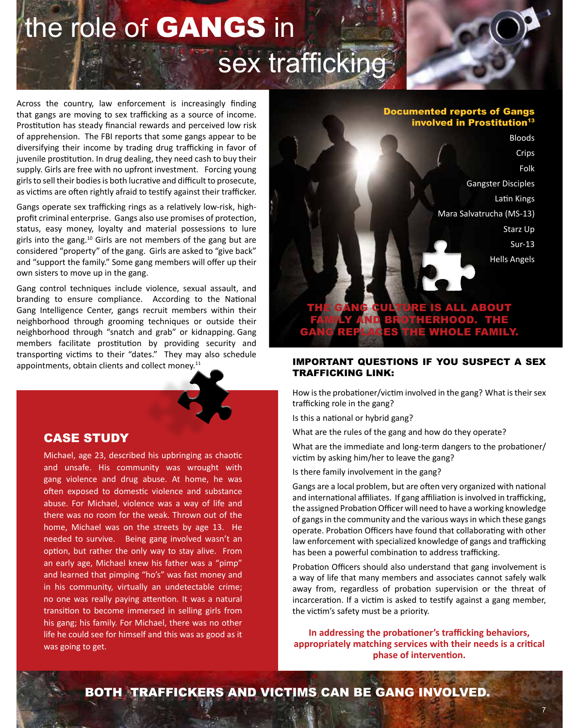# the role of GANGS in sex trafficking

Across the country, law enforcement is increasingly finding that gangs are moving to sex trafficking as a source of income. Prostitution has steady financial rewards and perceived low risk of apprehension. The FBI reports that some gangs appear to be diversifying their income by trading drug trafficking in favor of juvenile prostitution. In drug dealing, they need cash to buy their supply. Girls are free with no upfront investment. Forcing young girls to sell their bodies is both lucrative and difficult to prosecute, as victims are often rightly afraid to testify against their trafficker.

Gangs operate sex trafficking rings as a relatively low-risk, high-profit criminal enterprise. Gangs also use promises of protection, status, easy money, loyalty and material possessions to lure girls into the gang.[10] Girls are not members of the gang but are considered "property" of the gang. Girls are asked to "give back" and "support the family." Some gang members will offer up their own sisters to move up in the gang.

Gang control techniques include violence, sexual assault, and branding to ensure compliance. According to the National Gang Intelligence Center, gangs recruit members within their neighborhood through grooming techniques or outside their neighborhood through "snatch and grab" or kidnapping. Gang members facilitate prostitution by providing security and transporting victims to their "dates." They may also schedule appointments, obtain clients and collect money.[11]

## CASE STUDY

Michael, age 23, described his upbringing as chaotic and unsafe. His community was wrought with gang violence and drug abuse. At home, he was often exposed to domestic violence and substance abuse. For Michael, violence was a way of life and there was no room for the weak. Thrown out of the home, Michael was on the streets by age 13. He needed to survive. Being gang involved wasn't an option, but rather the only way to stay alive. From an early age, Michael knew his father was a "pimp" and learned that pimping "ho's" was fast money and in his community, virtually an undetectable crime; no one was really paying attention. It was a natural transition to become immersed in selling girls from his gang; his family. For Michael, there was no other life he could see for himself and this was as good as it was going to get.

**Documented reports of Gangs involved in Prostitution[13]**

- Bloods
- Crips
- Folk
- Gangster Disciples
- Latin Kings
- Mara Salvatrucha (MS-13)
- Starz Up
- Sur-13
- Hells Angels

**THE GANG CULTURE IS ALL ABOUT FAMILY AND BROTHERHOOD. THE GANG REPLACES THE WHOLE FAMILY.**

### IMPORTANT QUESTIONS IF YOU SUSPECT A SEX TRAFFICKING LINK:

How is the probationer/victim involved in the gang? What is their sex trafficking role in the gang?

Is this a national or hybrid gang?

What are the rules of the gang and how do they operate?

What are the immediate and long-term dangers to the probationer/victim by asking him/her to leave the gang?

Is there family involvement in the gang?

Gangs are a local problem, but are often very organized with national and international affiliates. If gang affiliation is involved in trafficking, the assigned Probation Officer will need to have a working knowledge of gangs in the community and the various ways in which these gangs operate. Probation Officers have found that collaborating with other law enforcement with specialized knowledge of gangs and trafficking has been a powerful combination to address trafficking.

Probation Officers should also understand that gang involvement is a way of life that many members and associates cannot safely walk away from, regardless of probation supervision or the threat of incarceration. If a victim is asked to testify against a gang member, the victim's safety must be a priority.

**In addressing the probationer's trafficking behaviors, appropriately matching services with their needs is a critical phase of intervention.**

**BOTH TRAFFICKERS AND VICTIMS CAN BE GANG INVOLVED.**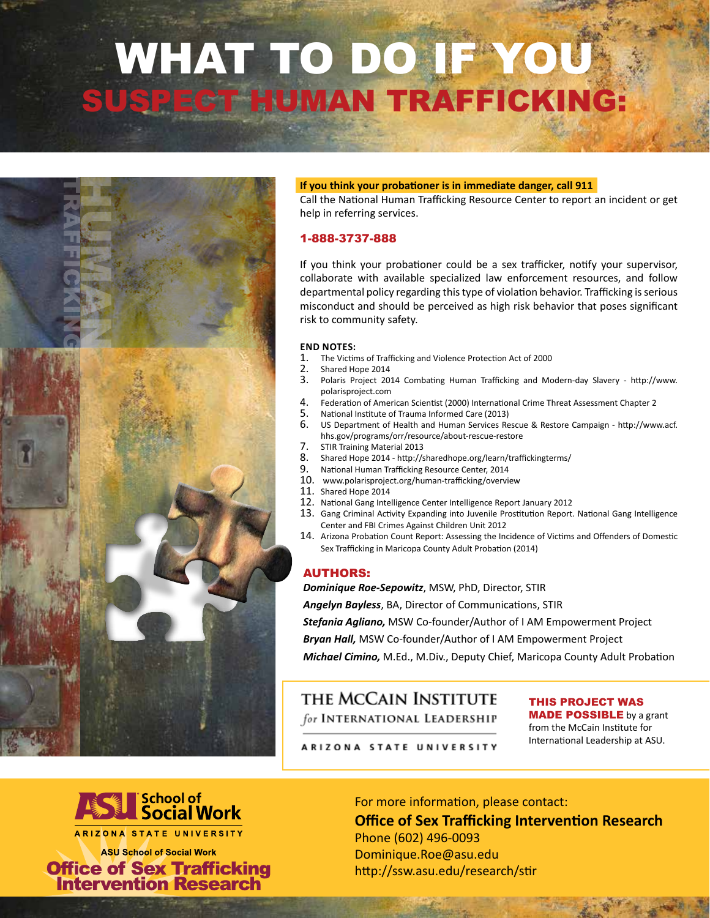# WHAT TO DO IF YOU SUSPECT HUMAN TRAFFICKING:

**If you think your probationer is in immediate danger, call 911**

Call the National Human Trafficking Resource Center to report an incident or get help in referring services.

**1-888-3737-888**

If you think your probationer could be a sex trafficker, notify your supervisor, collaborate with available specialized law enforcement resources, and follow departmental policy regarding this type of violation behavior. Trafficking is serious misconduct and should be perceived as high risk behavior that poses significant risk to community safety.

**END NOTES:**

1. The Victims of Trafficking and Violence Protection Act of 2000
2. Shared Hope 2014
3. Polaris Project 2014 Combating Human Trafficking and Modern-day Slavery - http://www.polarisproject.com
4. Federation of American Scientist (2000) International Crime Threat Assessment Chapter 2
5. National Institute of Trauma Informed Care (2013)
6. US Department of Health and Human Services Rescue & Restore Campaign - http://www.acf.hhs.gov/programs/orr/resource/about-rescue-restore
7. STIR Training Material 2013
8. Shared Hope 2014 - http://sharedhope.org/learn/traffickingterms/
9. National Human Trafficking Resource Center, 2014
10. www.polarisproject.org/human-trafficking/overview
11. Shared Hope 2014
12. National Gang Intelligence Center Intelligence Report January 2012
13. Gang Criminal Activity Expanding into Juvenile Prostitution Report. National Gang Intelligence Center and FBI Crimes Against Children Unit 2012
14. Arizona Probation Count Report: Assessing the Incidence of Victims and Offenders of Domestic Sex Trafficking in Maricopa County Adult Probation (2014)

## AUTHORS:

***Dominique Roe-Sepowitz***, MSW, PhD, Director, STIR

***Angelyn Bayless***, BA, Director of Communications, STIR

***Stefania Agliano,*** MSW Co-founder/Author of I AM Empowerment Project

***Bryan Hall,*** MSW Co-founder/Author of I AM Empowerment Project

***Michael Cimino,*** M.Ed., M.Div., Deputy Chief, Maricopa County Adult Probation

THE MCCAIN INSTITUTE *for* INTERNATIONAL LEADERSHIP

ARIZONA STATE UNIVERSITY

**THIS PROJECT WAS MADE POSSIBLE** by a grant from the McCain Institute for International Leadership at ASU.

ASU School of Social Work
ARIZONA STATE UNIVERSITY

ASU School of Social Work
**Office of Sex Trafficking Intervention Research**

For more information, please contact:
**Office of Sex Trafficking Intervention Research**
Phone (602) 496-0093
Dominique.Roe@asu.edu
http://ssw.asu.edu/research/stir